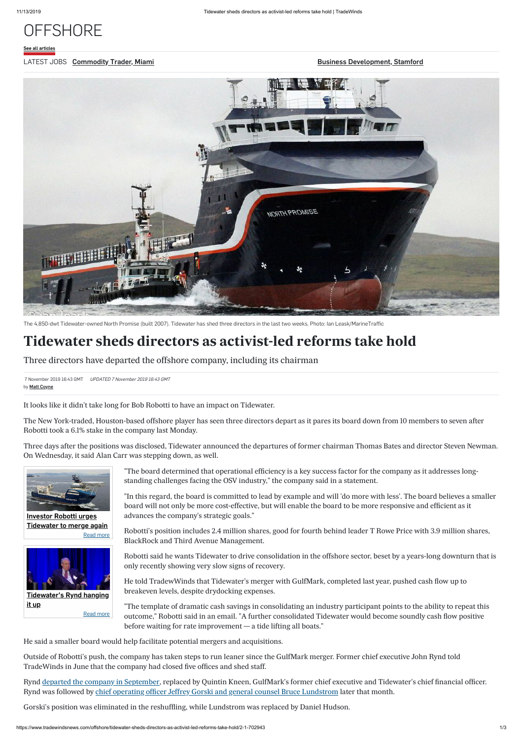# OFFSHORE

See all articles

LATEST JOBS Commodity Trader, Miami Business Development, Stamford

The 4,850-dwt Tidewater-owned North Promise (built 2007). Tidewater has shed three directors in the last two weeks. Photo: Ian Leask/MarineTraffic

# Tidewater sheds directors as activist-led reforms take hold

Three directors have departed the offshore company, including its chairman

7 November 2019 16:43 GMT *UPDATED 7 November 2019 16:43 GMT*
by Matt Coyne

It looks like it didn't take long for Bob Robotti to have an impact on Tidewater.

The New York-traded, Houston-based offshore player has seen three directors depart as it pares its board down from 10 members to seven after Robotti took a 6.1% stake in the company last Monday.

Three days after the positions was disclosed, Tidewater announced the departures of former chairman Thomas Bates and director Steven Newman. On Wednesday, it said Alan Carr was stepping down, as well.

Investor Robotti urges Tidewater to merge again
Read more

Tidewater's Rynd hanging it up
Read more

"The board determined that operational efficiency is a key success factor for the company as it addresses long-standing challenges facing the OSV industry," the company said in a statement.

"In this regard, the board is committed to lead by example and will 'do more with less'. The board believes a smaller board will not only be more cost-effective, but will enable the board to be more responsive and efficient as it advances the company's strategic goals."

Robotti's position includes 2.4 million shares, good for fourth behind leader T Rowe Price with 3.9 million shares, BlackRock and Third Avenue Management.

Robotti said he wants Tidewater to drive consolidation in the offshore sector, beset by a years-long downturn that is only recently showing very slow signs of recovery.

He told TradewWinds that Tidewater's merger with GulfMark, completed last year, pushed cash flow up to breakeven levels, despite drydocking expenses.

"The template of dramatic cash savings in consolidating an industry participant points to the ability to repeat this outcome," Robotti said in an email. "A further consolidated Tidewater would become soundly cash flow positive before waiting for rate improvement — a tide lifting all boats."

He said a smaller board would help facilitate potential mergers and acquisitions.

Outside of Robotti's push, the company has taken steps to run leaner since the GulfMark merger. Former chief executive John Rynd told TradeWinds in June that the company had closed five offices and shed staff.

Rynd departed the company in September, replaced by Quintin Kneen, GulfMark's former chief executive and Tidewater's chief financial officer. Rynd was followed by chief operating officer Jeffrey Gorski and general counsel Bruce Lundstrom later that month.

Gorski's position was eliminated in the reshuffling, while Lundstrom was replaced by Daniel Hudson.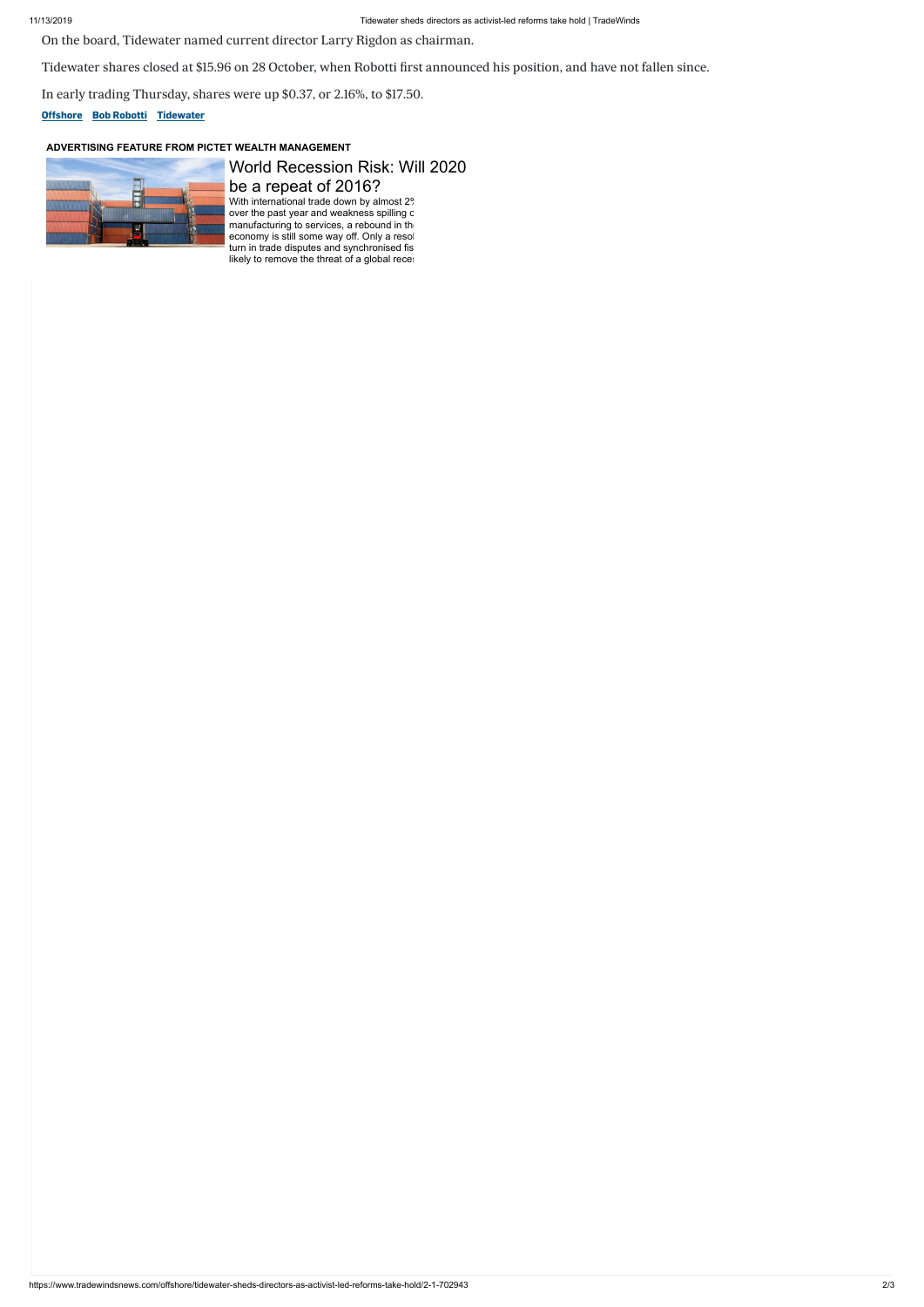On the board, Tidewater named current director Larry Rigdon as chairman.

Tidewater shares closed at $15.96 on 28 October, when Robotti first announced his position, and have not fallen since.

In early trading Thursday, shares were up $0.37, or 2.16%, to $17.50.

**Offshore** **Bob Robotti** **Tidewater**

**ADVERTISING FEATURE FROM PICTET WEALTH MANAGEMENT**

## World Recession Risk: Will 2020 be a repeat of 2016?

With international trade down by almost 2% over the past year and weakness spilling c manufacturing to services, a rebound in th economy is still some way off. Only a resol turn in trade disputes and synchronised fis likely to remove the threat of a global rece